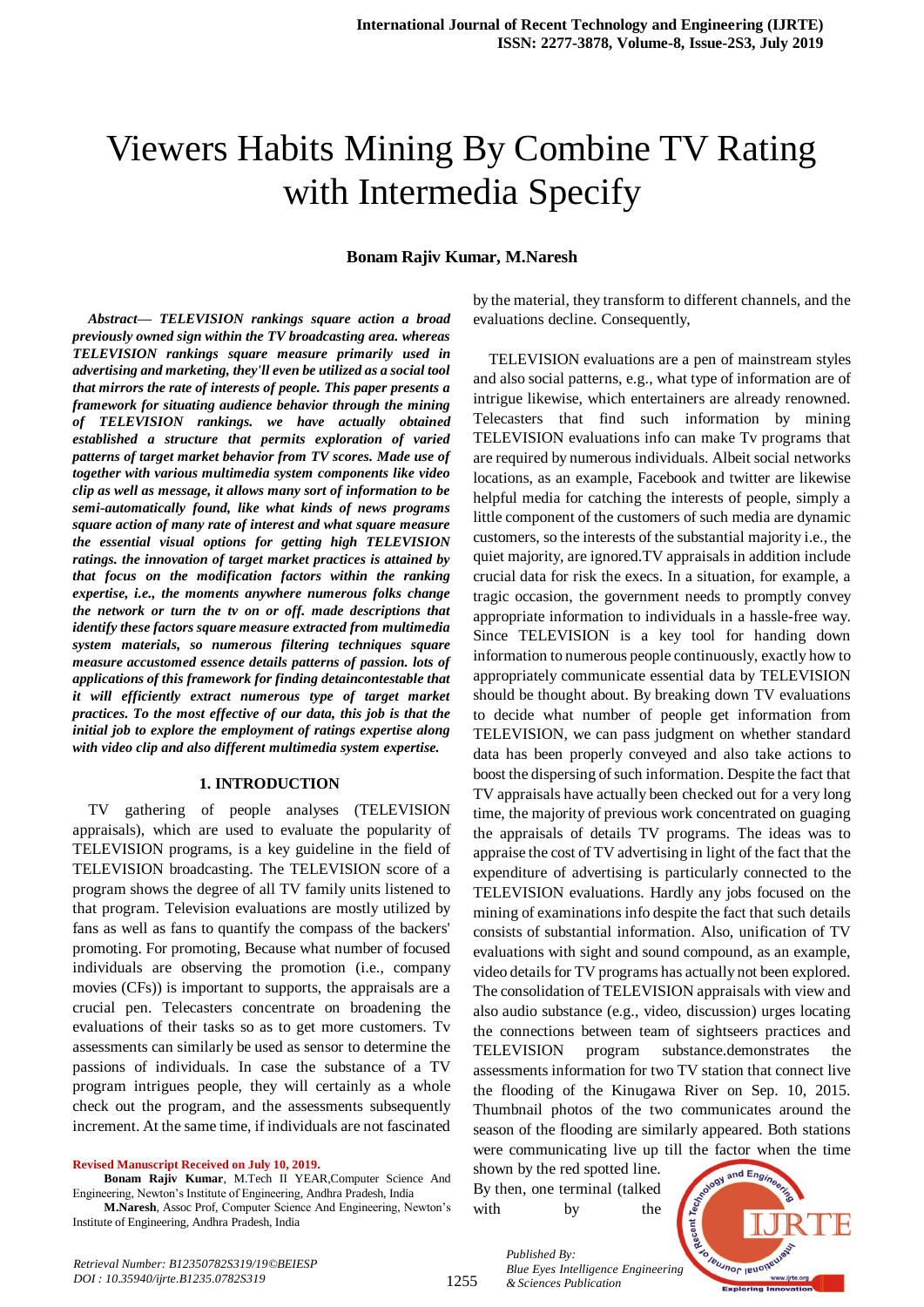# Viewers Habits Mining By Combine TV Rating with Intermedia Specify

**Bonam Rajiv Kumar, M.Naresh**

***Abstract— TELEVISION rankings square action a broad previously owned sign within the TV broadcasting area. whereas TELEVISION rankings square measure primarily used in advertising and marketing, they'll even be utilized as a social tool that mirrors the rate of interests of people. This paper presents a framework for situating audience behavior through the mining of TELEVISION rankings. we have actually obtained established a structure that permits exploration of varied patterns of target market behavior from TV scores. Made use of together with various multimedia system components like video clip as well as message, it allows many sort of information to be semi-automatically found, like what kinds of news programs square action of many rate of interest and what square measure the essential visual options for getting high TELEVISION ratings. the innovation of target market practices is attained by that focus on the modification factors within the ranking expertise, i.e., the moments anywhere numerous folks change the network or turn the tv on or off. made descriptions that identify these factors square measure extracted from multimedia system materials, so numerous filtering techniques square measure accustomed essence details patterns of passion. lots of applications of this framework for finding detaincontestable that it will efficiently extract numerous type of target market practices. To the most effective of our data, this job is that the initial job to explore the employment of ratings expertise along with video clip and also different multimedia system expertise.***

## 1. INTRODUCTION

TV gathering of people analyses (TELEVISION appraisals), which are used to evaluate the popularity of TELEVISION programs, is a key guideline in the field of TELEVISION broadcasting. The TELEVISION score of a program shows the degree of all TV family units listened to that program. Television evaluations are mostly utilized by fans as well as fans to quantify the compass of the backers' promoting. For promoting, Because what number of focused individuals are observing the promotion (i.e., company movies (CFs)) is important to supports, the appraisals are a crucial pen. Telecasters concentrate on broadening the evaluations of their tasks so as to get more customers. Tv assessments can similarly be used as sensor to determine the passions of individuals. In case the substance of a TV program intrigues people, they will certainly as a whole check out the program, and the assessments subsequently increment. At the same time, if individuals are not fascinated by the material, they transform to different channels, and the evaluations decline. Consequently,

TELEVISION evaluations are a pen of mainstream styles and also social patterns, e.g., what type of information are of intrigue likewise, which entertainers are already renowned. Telecasters that find such information by mining TELEVISION evaluations info can make Tv programs that are required by numerous individuals. Albeit social networks locations, as an example, Facebook and twitter are likewise helpful media for catching the interests of people, simply a little component of the customers of such media are dynamic customers, so the interests of the substantial majority i.e., the quiet majority, are ignored.TV appraisals in addition include crucial data for risk the execs. In a situation, for example, a tragic occasion, the government needs to promptly convey appropriate information to individuals in a hassle-free way. Since TELEVISION is a key tool for handing down information to numerous people continuously, exactly how to appropriately communicate essential data by TELEVISION should be thought about. By breaking down TV evaluations to decide what number of people get information from TELEVISION, we can pass judgment on whether standard data has been properly conveyed and also take actions to boost the dispersing of such information. Despite the fact that TV appraisals have actually been checked out for a very long time, the majority of previous work concentrated on guaging the appraisals of details TV programs. The ideas was to appraise the cost of TV advertising in light of the fact that the expenditure of advertising is particularly connected to the TELEVISION evaluations. Hardly any jobs focused on the mining of examinations info despite the fact that such details consists of substantial information. Also, unification of TV evaluations with sight and sound compound, as an example, video details for TV programs has actually not been explored. The consolidation of TELEVISION appraisals with view and also audio substance (e.g., video, discussion) urges locating the connections between team of sightseers practices and TELEVISION program substance.demonstrates the assessments information for two TV station that connect live the flooding of the Kinugawa River on Sep. 10, 2015. Thumbnail photos of the two communicates around the season of the flooding are similarly appeared. Both stations were communicating live up till the factor when the time shown by the red spotted line. By then, one terminal (talked with by the

**Revised Manuscript Received on July 10, 2019.**

**Bonam Rajiv Kumar**, M.Tech II YEAR,Computer Science And Engineering, Newton's Institute of Engineering, Andhra Pradesh, India

**M.Naresh**, Assoc Prof, Computer Science And Engineering, Newton's Institute of Engineering, Andhra Pradesh, India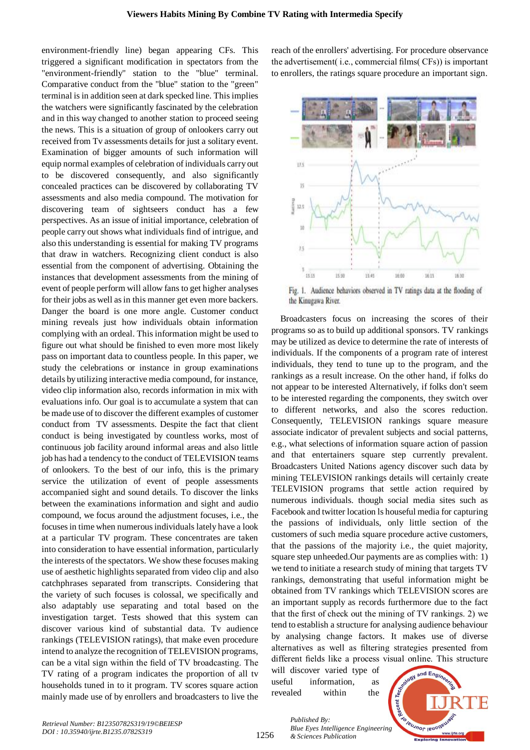environment-friendly line) began appearing CFs. This triggered a significant modification in spectators from the "environment-friendly" station to the "blue" terminal. Comparative conduct from the "blue" station to the "green" terminal is in addition seen at dark specked line. This implies the watchers were significantly fascinated by the celebration and in this way changed to another station to proceed seeing the news. This is a situation of group of onlookers carry out received from Tv assessments details for just a solitary event. Examination of bigger amounts of such information will equip normal examples of celebration of individuals carry out to be discovered consequently, and also significantly concealed practices can be discovered by collaborating TV assessments and also media compound. The motivation for discovering team of sightseers conduct has a few perspectives. As an issue of initial importance, celebration of people carry out shows what individuals find of intrigue, and also this understanding is essential for making TV programs that draw in watchers. Recognizing client conduct is also essential from the component of advertising. Obtaining the instances that development assessments from the mining of event of people perform will allow fans to get higher analyses for their jobs as well as in this manner get even more backers. Danger the board is one more angle. Customer conduct mining reveals just how individuals obtain information complying with an ordeal. This information might be used to figure out what should be finished to even more most likely pass on important data to countless people. In this paper, we study the celebrations or instance in group examinations details by utilizing interactive media compound, for instance, video clip information also, records information in mix with evaluations info. Our goal is to accumulate a system that can be made use of to discover the different examples of customer conduct from TV assessments. Despite the fact that client conduct is being investigated by countless works, most of continuous job facility around informal areas and also little job has had a tendency to the conduct of TELEVISION teams of onlookers. To the best of our info, this is the primary service the utilization of event of people assessments accompanied sight and sound details. To discover the links between the examinations information and sight and audio compound, we focus around the adjustment focuses, i.e., the focuses in time when numerous individuals lately have a look at a particular TV program. These concentrates are taken into consideration to have essential information, particularly the interests of the spectators. We show these focuses making use of aesthetic highlights separated from video clip and also catchphrases separated from transcripts. Considering that the variety of such focuses is colossal, we specifically and also adaptably use separating and total based on the investigation target. Tests showed that this system can discover various kind of substantial data. Tv audience rankings (TELEVISION ratings), that make even procedure intend to analyze the recognition of TELEVISION programs, can be a vital sign within the field of TV broadcasting. The TV rating of a program indicates the proportion of all tv households tuned in to it program. TV scores square action mainly made use of by enrollers and broadcasters to live the reach of the enrollers' advertising. For procedure observance the advertisement( i.e., commercial films( CFs)) is important to enrollers, the ratings square procedure an important sign.

Fig. 1. Audience behaviors observed in TV ratings data at the flooding of the Kinugawa River.

Broadcasters focus on increasing the scores of their programs so as to build up additional sponsors. TV rankings may be utilized as device to determine the rate of interests of individuals. If the components of a program rate of interest individuals, they tend to tune up to the program, and the rankings as a result increase. On the other hand, if folks do not appear to be interested Alternatively, if folks don't seem to be interested regarding the components, they switch over to different networks, and also the scores reduction. Consequently, TELEVISION rankings square measure associate indicator of prevalent subjects and social patterns, e.g., what selections of information square action of passion and that entertainers square step currently prevalent. Broadcasters United Nations agency discover such data by mining TELEVISION rankings details will certainly create TELEVISION programs that settle action required by numerous individuals. though social media sites such as Facebook and twitter location ls houseful media for capturing the passions of individuals, only little section of the customers of such media square procedure active customers, that the passions of the majority i.e., the quiet majority, square step unheeded.Our payments are as complies with: 1) we tend to initiate a research study of mining that targets TV rankings, demonstrating that useful information might be obtained from TV rankings which TELEVISION scores are an important supply as records furthermore due to the fact that the first of check out the mining of TV rankings. 2) we tend to establish a structure for analysing audience behaviour by analysing change factors. It makes use of diverse alternatives as well as filtering strategies presented from different fields like a process visual online. This structure will discover varied type of useful information, as revealed within the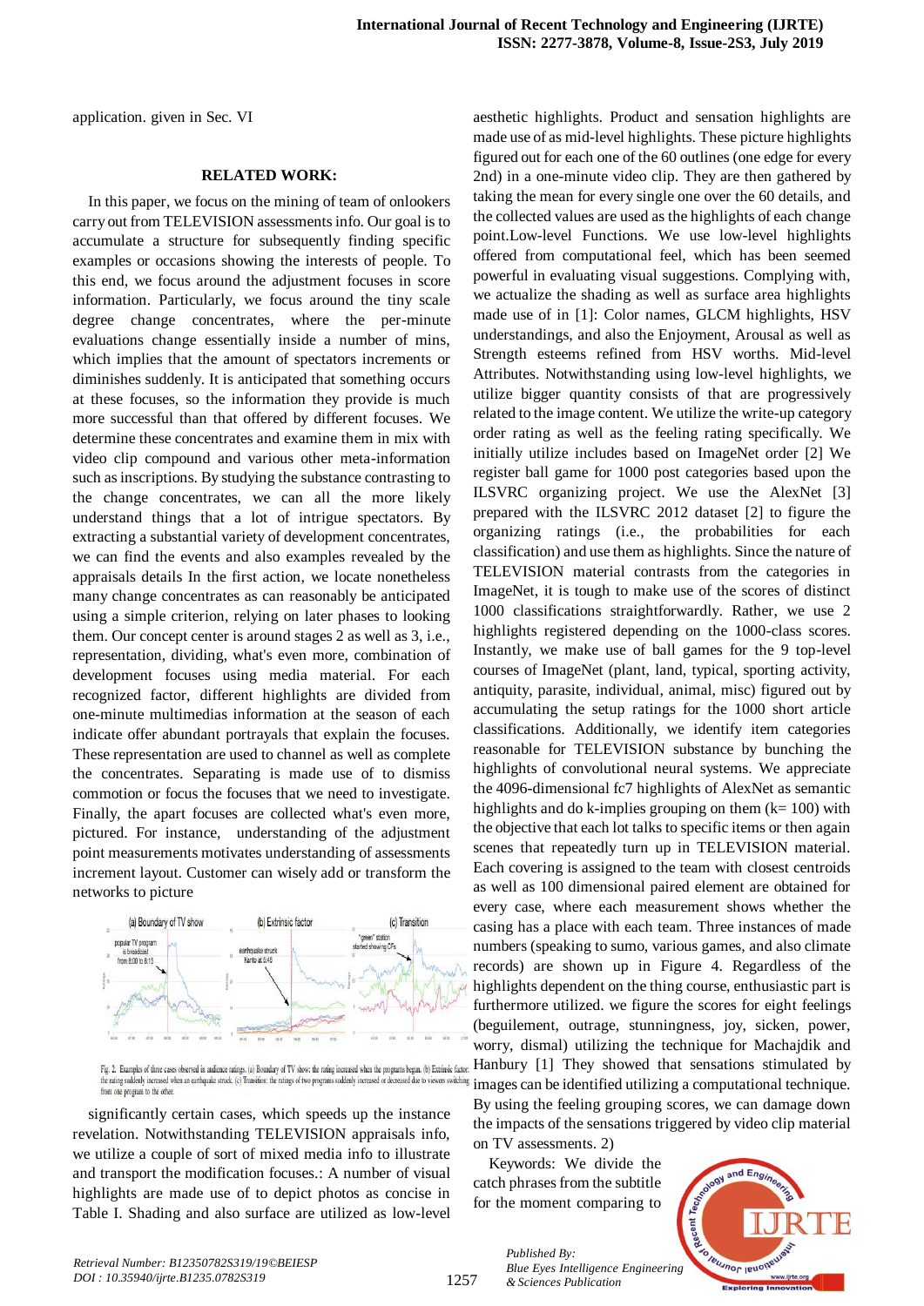application. given in Sec. VI

## RELATED WORK:

In this paper, we focus on the mining of team of onlookers carry out from TELEVISION assessments info. Our goal is to accumulate a structure for subsequently finding specific examples or occasions showing the interests of people. To this end, we focus around the adjustment focuses in score information. Particularly, we focus around the tiny scale degree change concentrates, where the per-minute evaluations change essentially inside a number of mins, which implies that the amount of spectators increments or diminishes suddenly. It is anticipated that something occurs at these focuses, so the information they provide is much more successful than that offered by different focuses. We determine these concentrates and examine them in mix with video clip compound and various other meta-information such as inscriptions. By studying the substance contrasting to the change concentrates, we can all the more likely understand things that a lot of intrigue spectators. By extracting a substantial variety of development concentrates, we can find the events and also examples revealed by the appraisals details In the first action, we locate nonetheless many change concentrates as can reasonably be anticipated using a simple criterion, relying on later phases to looking them. Our concept center is around stages 2 as well as 3, i.e., representation, dividing, what's even more, combination of development focuses using media material. For each recognized factor, different highlights are divided from one-minute multimedias information at the season of each indicate offer abundant portrayals that explain the focuses. These representation are used to channel as well as complete the concentrates. Separating is made use of to dismiss commotion or focus the focuses that we need to investigate. Finally, the apart focuses are collected what's even more, pictured. For instance, understanding of the adjustment point measurements motivates understanding of assessments increment layout. Customer can wisely add or transform the networks to picture

Fig. 2. Examples of three cases observed in audience ratings. (a) Boundary of TV show: the rating increased when the programs began. (b) Extrinsic factor: the rating suddenly increased when an earthquake struck. (c) Transition: the ratings of two programs suddenly increased or decreased due to viewers switching from one program to the other.

significantly certain cases, which speeds up the instance revelation. Notwithstanding TELEVISION appraisals info, we utilize a couple of sort of mixed media info to illustrate and transport the modification focuses.: A number of visual highlights are made use of to depict photos as concise in Table I. Shading and also surface are utilized as low-level aesthetic highlights. Product and sensation highlights are made use of as mid-level highlights. These picture highlights figured out for each one of the 60 outlines (one edge for every 2nd) in a one-minute video clip. They are then gathered by taking the mean for every single one over the 60 details, and the collected values are used as the highlights of each change point.Low-level Functions. We use low-level highlights offered from computational feel, which has been seemed powerful in evaluating visual suggestions. Complying with, we actualize the shading as well as surface area highlights made use of in [1]: Color names, GLCM highlights, HSV understandings, and also the Enjoyment, Arousal as well as Strength esteems refined from HSV worths. Mid-level Attributes. Notwithstanding using low-level highlights, we utilize bigger quantity consists of that are progressively related to the image content. We utilize the write-up category order rating as well as the feeling rating specifically. We initially utilize includes based on ImageNet order [2] We register ball game for 1000 post categories based upon the ILSVRC organizing project. We use the AlexNet [3] prepared with the ILSVRC 2012 dataset [2] to figure the organizing ratings (i.e., the probabilities for each classification) and use them as highlights. Since the nature of TELEVISION material contrasts from the categories in ImageNet, it is tough to make use of the scores of distinct 1000 classifications straightforwardly. Rather, we use 2 highlights registered depending on the 1000-class scores. Instantly, we make use of ball games for the 9 top-level courses of ImageNet (plant, land, typical, sporting activity, antiquity, parasite, individual, animal, misc) figured out by accumulating the setup ratings for the 1000 short article classifications. Additionally, we identify item categories reasonable for TELEVISION substance by bunching the highlights of convolutional neural systems. We appreciate the 4096-dimensional fc7 highlights of AlexNet as semantic highlights and do k-implies grouping on them (k= 100) with the objective that each lot talks to specific items or then again scenes that repeatedly turn up in TELEVISION material. Each covering is assigned to the team with closest centroids as well as 100 dimensional paired element are obtained for every case, where each measurement shows whether the casing has a place with each team. Three instances of made numbers (speaking to sumo, various games, and also climate records) are shown up in Figure 4. Regardless of the highlights dependent on the thing course, enthusiastic part is furthermore utilized. we figure the scores for eight feelings (beguilement, outrage, stunningness, joy, sicken, power, worry, dismal) utilizing the technique for Machajdik and Hanbury [1] They showed that sensations stimulated by images can be identified utilizing a computational technique. By using the feeling grouping scores, we can damage down the impacts of the sensations triggered by video clip material on TV assessments. 2)

Keywords: We divide the catch phrases from the subtitle for the moment comparing to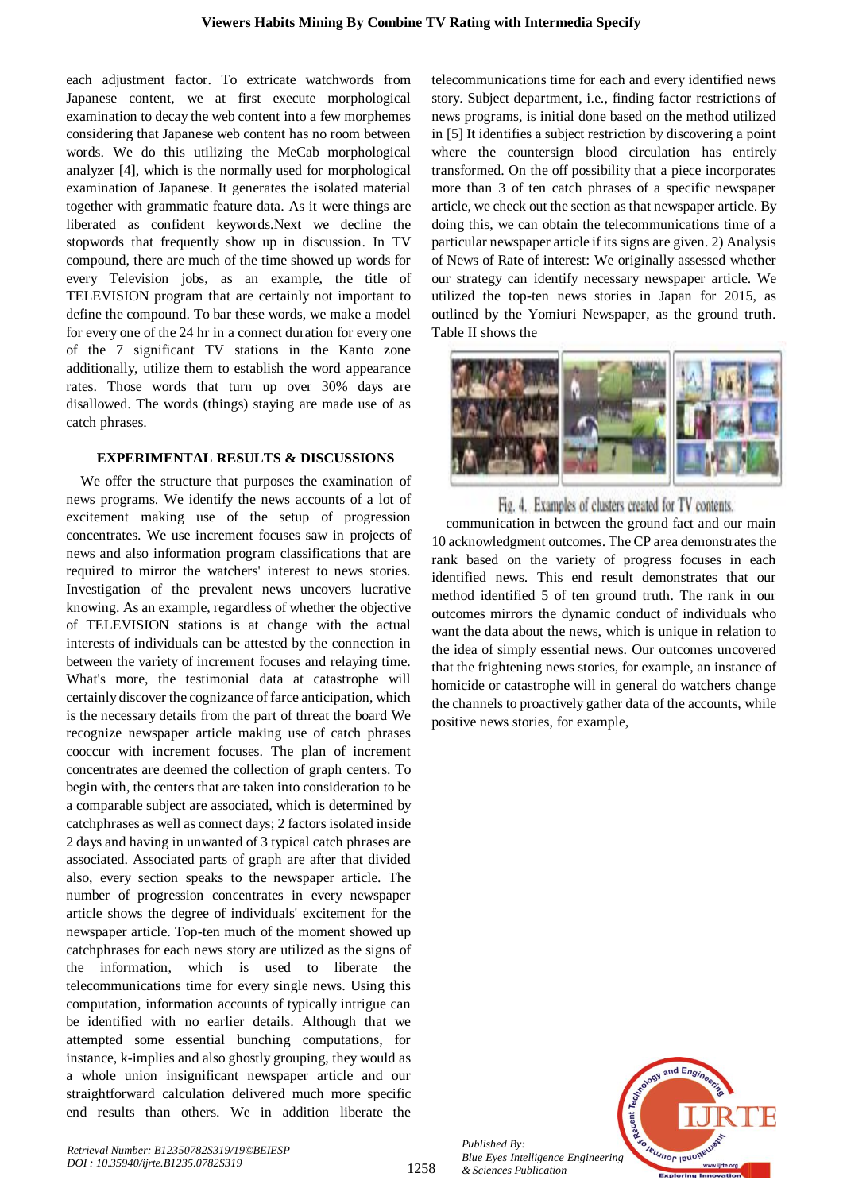each adjustment factor. To extricate watchwords from Japanese content, we at first execute morphological examination to decay the web content into a few morphemes considering that Japanese web content has no room between words. We do this utilizing the MeCab morphological analyzer [4], which is the normally used for morphological examination of Japanese. It generates the isolated material together with grammatic feature data. As it were things are liberated as confident keywords.Next we decline the stopwords that frequently show up in discussion. In TV compound, there are much of the time showed up words for every Television jobs, as an example, the title of TELEVISION program that are certainly not important to define the compound. To bar these words, we make a model for every one of the 24 hr in a connect duration for every one of the 7 significant TV stations in the Kanto zone additionally, utilize them to establish the word appearance rates. Those words that turn up over 30% days are disallowed. The words (things) staying are made use of as catch phrases.

## EXPERIMENTAL RESULTS & DISCUSSIONS

We offer the structure that purposes the examination of news programs. We identify the news accounts of a lot of excitement making use of the setup of progression concentrates. We use increment focuses saw in projects of news and also information program classifications that are required to mirror the watchers' interest to news stories. Investigation of the prevalent news uncovers lucrative knowing. As an example, regardless of whether the objective of TELEVISION stations is at change with the actual interests of individuals can be attested by the connection in between the variety of increment focuses and relaying time. What's more, the testimonial data at catastrophe will certainly discover the cognizance of farce anticipation, which is the necessary details from the part of threat the board We recognize newspaper article making use of catch phrases cooccur with increment focuses. The plan of increment concentrates are deemed the collection of graph centers. To begin with, the centers that are taken into consideration to be a comparable subject are associated, which is determined by catchphrases as well as connect days; 2 factors isolated inside 2 days and having in unwanted of 3 typical catch phrases are associated. Associated parts of graph are after that divided also, every section speaks to the newspaper article. The number of progression concentrates in every newspaper article shows the degree of individuals' excitement for the newspaper article. Top-ten much of the moment showed up catchphrases for each news story are utilized as the signs of the information, which is used to liberate the telecommunications time for every single news. Using this computation, information accounts of typically intrigue can be identified with no earlier details. Although that we attempted some essential bunching computations, for instance, k-implies and also ghostly grouping, they would as a whole union insignificant newspaper article and our straightforward calculation delivered much more specific end results than others. We in addition liberate the telecommunications time for each and every identified news story. Subject department, i.e., finding factor restrictions of news programs, is initial done based on the method utilized in [5] It identifies a subject restriction by discovering a point where the countersign blood circulation has entirely transformed. On the off possibility that a piece incorporates more than 3 of ten catch phrases of a specific newspaper article, we check out the section as that newspaper article. By doing this, we can obtain the telecommunications time of a particular newspaper article if its signs are given. 2) Analysis of News of Rate of interest: We originally assessed whether our strategy can identify necessary newspaper article. We utilized the top-ten news stories in Japan for 2015, as outlined by the Yomiuri Newspaper, as the ground truth. Table II shows the

Fig. 4. Examples of clusters created for TV contents.

communication in between the ground fact and our main 10 acknowledgment outcomes. The CP area demonstrates the rank based on the variety of progress focuses in each identified news. This end result demonstrates that our method identified 5 of ten ground truth. The rank in our outcomes mirrors the dynamic conduct of individuals who want the data about the news, which is unique in relation to the idea of simply essential news. Our outcomes uncovered that the frightening news stories, for example, an instance of homicide or catastrophe will in general do watchers change the channels to proactively gather data of the accounts, while positive news stories, for example,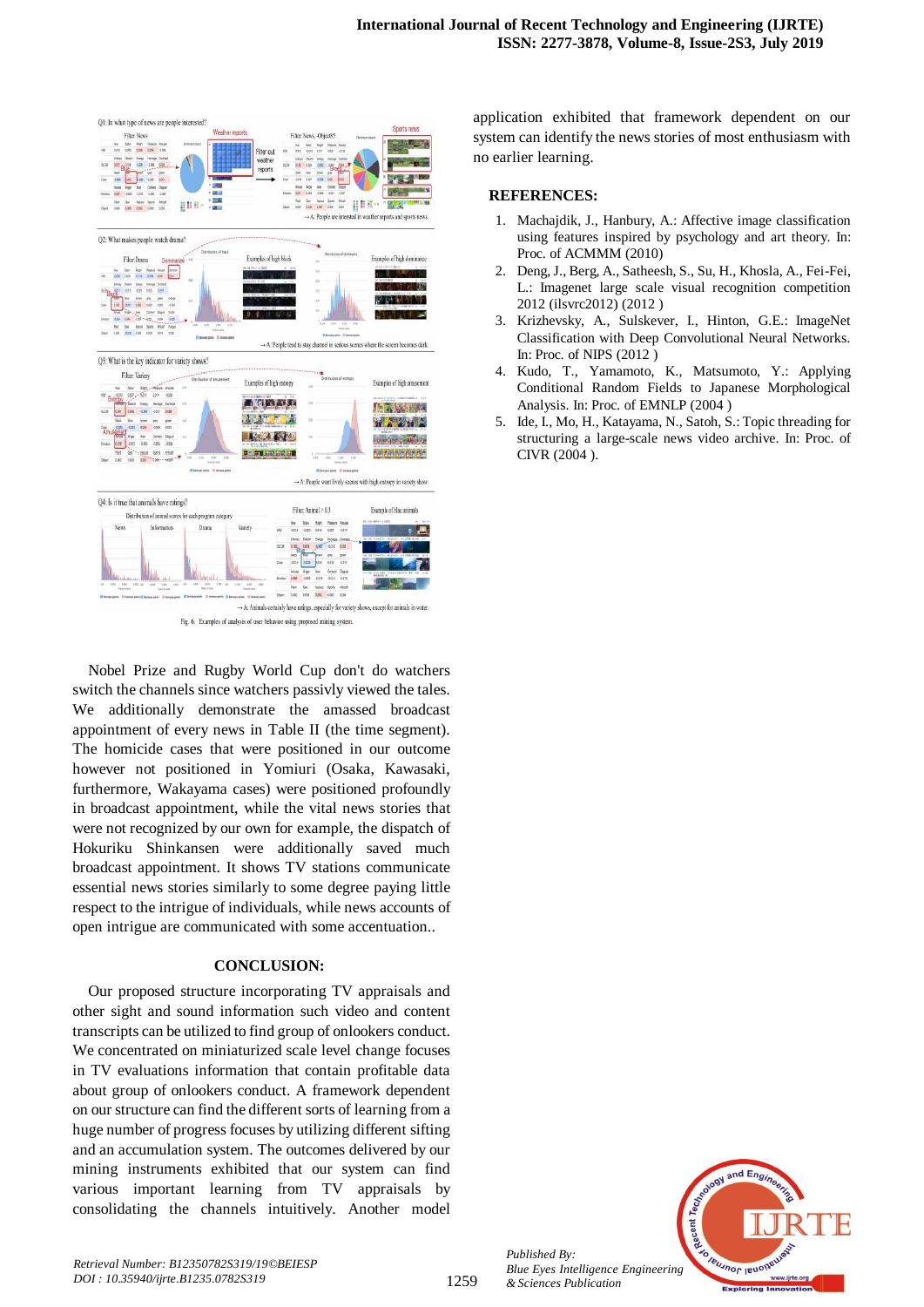Q1: In what type of news are people interested?

Weather reports

Filter: News

Filter out weather reports

Sports news

Filter: News, Object85

→A: People are interested in weather reports and sports news.

Q2: What makes people watch drama?

Filter: Drama

Dominance

Distribution of black

Examples of high black

Distribution of dominance

Examples of high dominance

→A: People tend to stay channel in serious scenes where the screen becomes dark.

Q3: What is the key indicator for variety shows?

Filter: Variety

Distribution of amusement

Examples of high entropy

Distribution of entropy

Examples of high amusement

→A: People want lively scenes with high entropy in variety show.

Q4: Is it true that animals have ratings?

Distribution of animal scores for each program category

News Information Drama Variety

Filter: Animal > 0.3

Example of blue animals

→A: Animals certainly have ratings, especially for variety shows, except for animals in water.

Fig. 6: Examples of analysis of user behavior using proposed mining system.

Nobel Prize and Rugby World Cup don't do watchers switch the channels since watchers passivly viewed the tales. We additionally demonstrate the amassed broadcast appointment of every news in Table II (the time segment). The homicide cases that were positioned in our outcome however not positioned in Yomiuri (Osaka, Kawasaki, furthermore, Wakayama cases) were positioned profoundly in broadcast appointment, while the vital news stories that were not recognized by our own for example, the dispatch of Hokuriku Shinkansen were additionally saved much broadcast appointment. It shows TV stations communicate essential news stories similarly to some degree paying little respect to the intrigue of individuals, while news accounts of open intrigue are communicated with some accentuation..

## CONCLUSION:

Our proposed structure incorporating TV appraisals and other sight and sound information such video and content transcripts can be utilized to find group of onlookers conduct. We concentrated on miniaturized scale level change focuses in TV evaluations information that contain profitable data about group of onlookers conduct. A framework dependent on our structure can find the different sorts of learning from a huge number of progress focuses by utilizing different sifting and an accumulation system. The outcomes delivered by our mining instruments exhibited that our system can find various important learning from TV appraisals by consolidating the channels intuitively. Another model application exhibited that framework dependent on our system can identify the news stories of most enthusiasm with no earlier learning.

## REFERENCES:

1. Machajdik, J., Hanbury, A.: Affective image classification using features inspired by psychology and art theory. In: Proc. of ACMMM (2010)
2. Deng, J., Berg, A., Satheesh, S., Su, H., Khosla, A., Fei-Fei, L.: Imagenet large scale visual recognition competition 2012 (ilsvrc2012) (2012 )
3. Krizhevsky, A., Sulskever, I., Hinton, G.E.: ImageNet Classification with Deep Convolutional Neural Networks. In: Proc. of NIPS (2012 )
4. Kudo, T., Yamamoto, K., Matsumoto, Y.: Applying Conditional Random Fields to Japanese Morphological Analysis. In: Proc. of EMNLP (2004 )
5. Ide, I., Mo, H., Katayama, N., Satoh, S.: Topic threading for structuring a large-scale news video archive. In: Proc. of CIVR (2004 ).